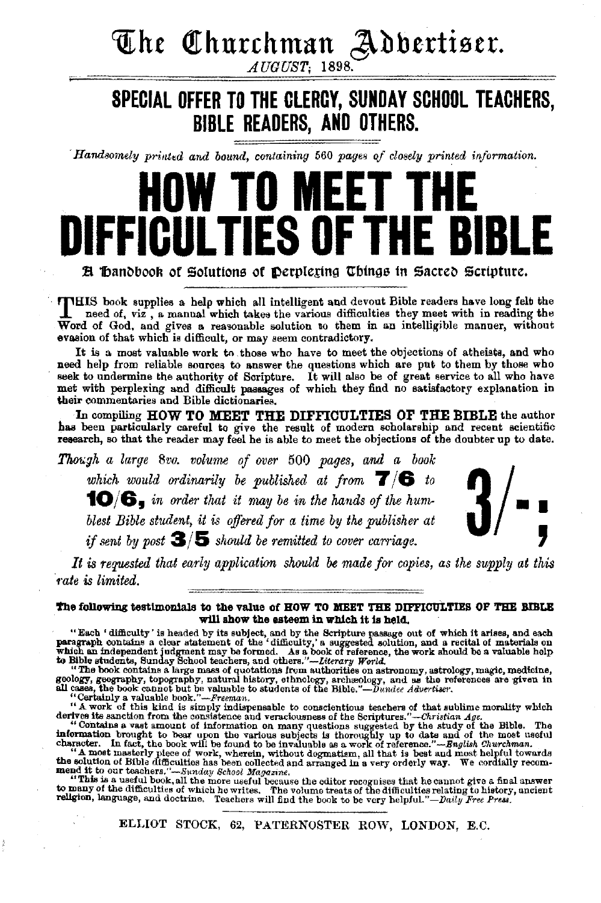# The Churchman Advertiser.

*AUGUST, 1898.*

## SPECIAL OFFER TO THE CLERGY, SUNDAY SCHOOL TEACHERS, BIBLE READERS, AND OTHERS.

*Handsomely printed and bound, containing 560 pages of closely printed information.*

# HOW TO MEET THE DIFFICULTIES OF THE BIBLE

### A Handbook of Solutions of Perplexing Things in Sacred Scripture.

THIS book supplies a help which all intelligent and devout Bible readers have long felt the need of, viz., a manual which takes the various difficulties they meet with in reading the Word of God, and gives a reasonable solution to them in an intelligible manner, without evasion of that which is difficult, or may seem contradictory.

It is a most valuable work to those who have to meet the objections of atheists, and who need help from reliable sources to answer the questions which are put to them by those who seek to undermine the authority of Scripture. It will also be of great service to all who have met with perplexing and difficult passages of which they find no satisfactory explanation in their commentaries and Bible dictionaries.

In compiling **HOW TO MEET THE DIFFICULTIES OF THE BIBLE** the author has been particularly careful to give the result of modern scholarship and recent scientific research, so that the reader may feel he is able to meet the objections of the doubter up to date.

*Though a large 8vo. volume of over 500 pages, and a book which would ordinarily be published at from* **7/6** *to* **10/6**, *in order that it may be in the hands of the humblest Bible student, it is offered for a time by the publisher at* **3/-;** *if sent by post* **3/5** *should be remitted to cover carriage.*

*It is requested that early application should be made for copies, as the supply at this rate is limited.*

**The following testimonials to the value of HOW TO MEET THE DIFFICULTIES OF THE BIBLE will show the esteem in which it is held.**

"Each 'difficulty' is headed by its subject, and by the Scripture passage out of which it arises, and each paragraph contains a clear statement of the 'difficulty,' a suggested solution, and a recital of materials on which an independent judgment may be formed. As a book of reference, the work should be a valuable help to Bible students, Sunday School teachers, and others."—*Literary World.*

"The book contains a large mass of quotations from authorities on astronomy, astrology, magic, medicine, geology, geography, topography, natural history, ethnology, archæology, and as the references are given in all cases, the book cannot but be valuable to students of the Bible."—*Dundee Advertiser.*

"Certainly a valuable book."—*Freeman.*

"A work of this kind is simply indispensable to conscientious teachers of that sublime morality which derives its sanction from the consistence and veraciousness of the Scriptures."—*Christian Age.*

"Contains a vast amount of information on many questions suggested by the study of the Bible. The information brought to bear upon the various subjects is thoroughly up to date and of the most useful character. In fact, the book will be found to be invaluable as a work of reference."—*English Churchman.*

"A most masterly piece of work, wherein, without dogmatism, all that is best and most helpful towards the solution of Bible difficulties has been collected and arranged in a very orderly way. We cordially recommend it to our teachers."—*Sunday School Magazine.*

"This is a useful book, all the more useful because the editor recognises that he cannot give a final answer to many of the difficulties of which he writes. The volume treats of the difficulties relating to history, ancient religion, language, and doctrine. Teachers will find the book to be very helpful."—*Daily Free Press.*

ELLIOT STOCK, 62, PATERNOSTER ROW, LONDON, E.C.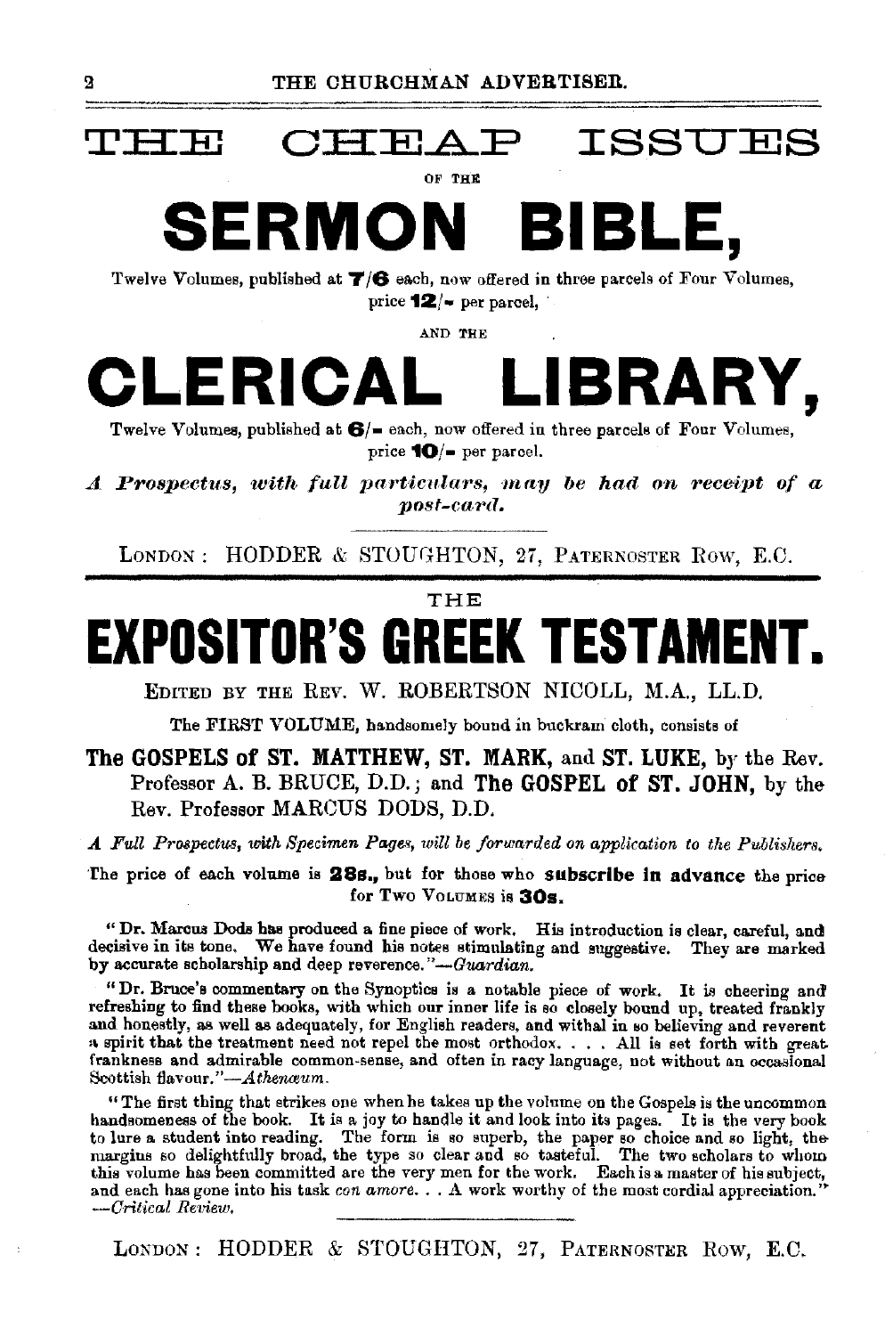# THE CHEAP ISSUES

OF THE

# SERMON BIBLE,

Twelve Volumes, published at **7/6** each, now offered in three parcels of Four Volumes, price **12/-** per parcel,

AND THE

# CLERICAL LIBRARY,

Twelve Volumes, published at **6/-** each, now offered in three parcels of Four Volumes, price **10/-** per parcel.

***A Prospectus, with full particulars, may be had on receipt of a post-card.***

LONDON: HODDER & STOUGHTON, 27, PATERNOSTER ROW, E.C.

---

THE

# EXPOSITOR'S GREEK TESTAMENT.

EDITED BY THE REV. W. ROBERTSON NICOLL, M.A., LL.D.

The FIRST VOLUME, handsomely bound in buckram cloth, consists of

**The GOSPELS of ST. MATTHEW, ST. MARK, and ST. LUKE,** by the Rev. Professor A. B. BRUCE, D.D.; and **The GOSPEL of ST. JOHN,** by the Rev. Professor MARCUS DODS, D.D.

*A Full Prospectus, with Specimen Pages, will be forwarded on application to the Publishers.*

The price of each volume is **28s.,** but for those who **subscribe in advance** the price for Two VOLUMES is **30s.**

"Dr. Marcus Dods has produced a fine piece of work. His introduction is clear, careful, and decisive in its tone. We have found his notes stimulating and suggestive. They are marked by accurate scholarship and deep reverence."—*Guardian.*

"Dr. Bruce's commentary on the Synoptics is a notable piece of work. It is cheering and refreshing to find these books, with which our inner life is so closely bound up, treated frankly and honestly, as well as adequately, for English readers, and withal in so believing and reverent a spirit that the treatment need not repel the most orthodox. . . . All is set forth with great frankness and admirable common-sense, and often in racy language, not without an occasional Scottish flavour."—*Athenæum.*

"The first thing that strikes one when he takes up the volume on the Gospels is the uncommon handsomeness of the book. It is a joy to handle it and look into its pages. It is the very book to lure a student into reading. The form is so superb, the paper so choice and so light, the margins so delightfully broad, the type so clear and so tasteful. The two scholars to whom this volume has been committed are the very men for the work. Each is a master of his subject, and each has gone into his task *con amore*. . . A work worthy of the most cordial appreciation." —*Critical Review.*

LONDON: HODDER & STOUGHTON, 27, PATERNOSTER ROW, E.C.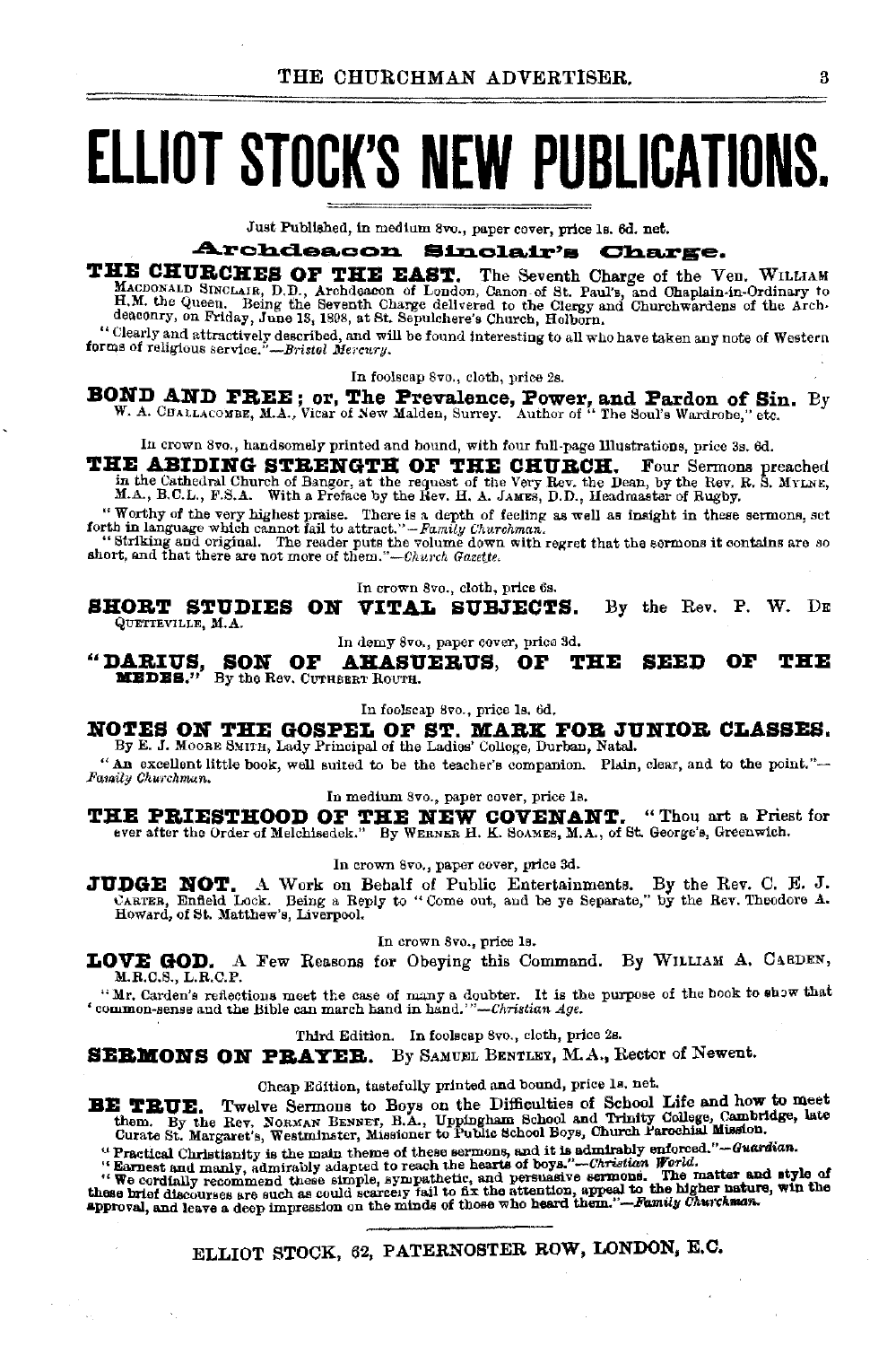# ELLIOT STOCK'S NEW PUBLICATIONS.

Just Published, in medium 8vo., paper cover, price 1s. 6d. net.

### Archdeacon Sinclair's Charge.

**THE CHURCHES OF THE EAST.** The Seventh Charge of the Ven. WILLIAM MACDONALD SINCLAIR, D.D., Archdeacon of London, Canon of St. Paul's, and Chaplain-in-Ordinary to H.M. the Queen. Being the Seventh Charge delivered to the Clergy and Churchwardens of the Archdeaconry, on Friday, June 15, 1898, at St. Sepulchere's Church, Holborn.

"Clearly and attractively described, and will be found interesting to all who have taken any note of Western forms of religious service."—*Bristol Mercury.*

In foolscap 8vo., cloth, price 2s.

**BOND AND FREE; or, The Prevalence, Power, and Pardon of Sin.** By W. A. CHALLACOMBE, M.A., Vicar of New Malden, Surrey. Author of "The Soul's Wardrobe," etc.

In crown 8vo., handsomely printed and bound, with four full-page Illustrations, price 3s. 6d.

**THE ABIDING STRENGTH OF THE CHURCH.** Four Sermons preached in the Cathedral Church of Bangor, at the request of the Very Rev. the Dean, by the Rev. R. S. MYLNE, M.A., B.C.L., F.S.A. With a Preface by the Rev. H. A. JAMES, D.D., Headmaster of Rugby.

"Worthy of the very highest praise. There is a depth of feeling as well as insight in these sermons, set forth in language which cannot fail to attract."—*Family Churchman.*

"Striking and original. The reader puts the volume down with regret that the sermons it contains are so short, and that there are not more of them."—*Church Gazette.*

In crown 8vo., cloth, price 6s.

**SHORT STUDIES ON VITAL SUBJECTS.** By the Rev. P. W. DE QUETTEVILLE, M.A.

In demy 8vo., paper cover, price 3d.

**"DARIUS, SON OF AHASUERUS, OF THE SEED OF THE MEDES."** By the Rev. CUTHBERT ROUTH.

In foolscap 8vo., price 1s. 6d.

**NOTES ON THE GOSPEL OF ST. MARK FOR JUNIOR CLASSES.** By E. J. MOORE SMITH, Lady Principal of the Ladies' College, Durban, Natal.

"An excellent little book, well suited to be the teacher's companion. Plain, clear, and to the point."—*Family Churchman.*

In medium 8vo., paper cover, price 1s.

**THE PRIESTHOOD OF THE NEW COVENANT.** "Thou art a Priest for ever after the Order of Melchisedek." By WERNER H. K. SOAMES, M.A., of St. George's, Greenwich.

In crown 8vo., paper cover, price 3d.

**JUDGE NOT.** A Work on Behalf of Public Entertainments. By the Rev. C. E. J. CARTER, Enfield Lock. Being a Reply to "Come out, and be ye Separate," by the Rev. Theodore A. Howard, of St. Matthew's, Liverpool.

In crown 8vo., price 1s.

**LOVE GOD.** A Few Reasons for Obeying this Command. By WILLIAM A. CARDEN, M.R.C.S., L.R.C.P.

"Mr. Carden's reflections meet the case of many a doubter. It is the purpose of the book to show that 'common-sense and the Bible can march hand in hand.'"—*Christian Age.*

Third Edition. In foolscap 8vo., cloth, price 2s.

**SERMONS ON PRAYER.** By SAMUEL BENTLEY, M.A., Rector of Newent.

Cheap Edition, tastefully printed and bound, price 1s. net.

**BE TRUE.** Twelve Sermons to Boys on the Difficulties of School Life and how to meet them. By the Rev. NORMAN BENNET, B.A., Uppingham School and Trinity College, Cambridge, late Curate St. Margaret's, Westminster, Missioner to Public School Boys, Church Parochial Mission.

"Practical Christianity is the main theme of these sermons, and it is admirably enforced."—*Guardian.*

"Earnest and manly, admirably adapted to reach the hearts of boys."—*Christian World.*

"We cordially recommend these simple, sympathetic, and persuasive sermons. The matter and style of these brief discourses are such as could scarcely fail to fix the attention, appeal to the higher nature, win the approval, and leave a deep impression on the minds of those who heard them."—*Family Churchman.*

ELLIOT STOCK, 62, PATERNOSTER ROW, LONDON, E.C.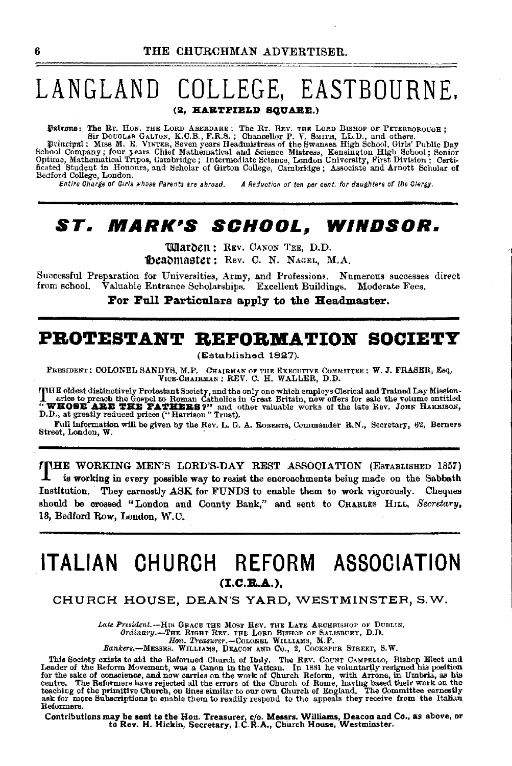# LANGLAND COLLEGE, EASTBOURNE.

**(2, HARTFIELD SQUARE.)**

**Patrons:** The Rt. Hon. the Lord Aberdare; The Rt. Rev. the Lord Bishop of Peterborough; Sir Douglas Galton, K.C.B., F.R.S.; Chancellor P. V. Smith, LL.D., and others.

**Principal:** Miss M. E. Vinter, Seven years Headmistress of the Swansea High School, Girls' Public Day School Company; four years Chief Mathematical and Science Mistress, Kensington High School; Senior Optime, Mathematical Tripos, Cambridge; Intermediate Science, London University, First Division; Certificated Student in Honours, and Scholar of Girton College, Cambridge; Associate and Arnott Scholar of Bedford College, London.

*Entire Charge of Girls whose Parents are abroad.* *A Reduction of ten per cent. for daughters of the Clergy.*

---

# ST. MARK'S SCHOOL, WINDSOR.

**Warden:** Rev. Canon Tee, D.D.

**Headmaster:** Rev. C. N. Nagel, M.A.

Successful Preparation for Universities, Army, and Professions. Numerous successes direct from school. Valuable Entrance Scholarships. Excellent Buildings. Moderate Fees.

**For Full Particulars apply to the Headmaster.**

---

# PROTESTANT REFORMATION SOCIETY

(Established 1827).

President: Colonel Sandys, M.P. Chairman of the Executive Committee: W. J. Fraser, Esq. Vice-Chairman: Rev. C. H. Waller, D.D.

The oldest distinctively Protestant Society, and the only one which employs Clerical and Trained Lay Missionaries to preach the Gospel to Roman Catholics in Great Britain, now offers for sale the volume entitled "**WHOSE ARE THE FATHERS?**" and other valuable works of the late Rev. John Harrison, D.D., at greatly reduced prices ("Harrison" Trust).

Full information will be given by the Rev. L. G. A. Roberts, Commander R.N., Secretary, 62, Berners Street, London, W.

---

The WORKING MEN'S LORD'S-DAY REST ASSOCIATION (Established 1857) is working in every possible way to resist the encroachments being made on the Sabbath Institution. They earnestly ASK for FUNDS to enable them to work vigorously. Cheques should be crossed "London and County Bank," and sent to Charles Hill, *Secretary*, 13, Bedford Row, London, W.C.

---

# ITALIAN CHURCH REFORM ASSOCIATION

**(I.C.R.A.),**

CHURCH HOUSE, DEAN'S YARD, WESTMINSTER, S.W.

*Late President.*—His Grace the Most Rev. the Late Archbishop of Dublin.
*Ordinary.*—The Right Rev. the Lord Bishop of Salisbury, D.D.
*Hon. Treasurer.*—Colonel Williams, M.P.
*Bankers.*—Messrs. Williams, Deacon and Co., 2, Cockspur Street, S.W.

This Society exists to aid the Reformed Church of Italy. The Rev. Count Campello, Bishop Elect and Leader of the Reform Movement, was a Canon in the Vatican. In 1881 he voluntarily resigned his position for the sake of conscience, and now carries on the work of Church Reform, with Arrone, in Umbria, as his centre. The Reformers have rejected all the errors of the Church of Rome, having based their work on the teaching of the primitive Church, on lines similar to our own Church of England. The Committee earnestly ask for more Subscriptions to enable them to readily respond to the appeals they receive from the Italian Reformers.

**Contributions may be sent to the Hon. Treasurer, c/o. Messrs. Williams, Deacon and Co., as above, or to Rev. H. Hickin, Secretary, I.C.R.A., Church House, Westminster.**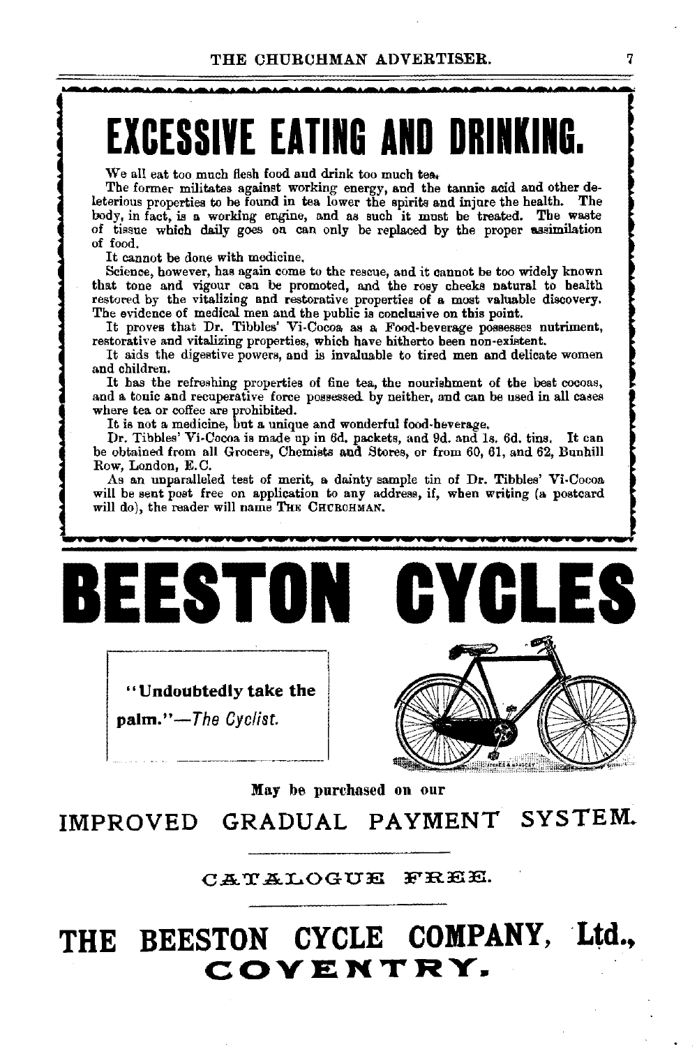# EXCESSIVE EATING AND DRINKING.

We all eat too much flesh food and drink too much tea.

The former militates against working energy, and the tannic acid and other deleterious properties to be found in tea lower the spirits and injure the health. The body, in fact, is a working engine, and as such it must be treated. The waste of tissue which daily goes on can only be replaced by the proper assimilation of food.

It cannot be done with medicine.

Science, however, has again come to the rescue, and it cannot be too widely known that tone and vigour can be promoted, and the rosy cheeks natural to health restored by the vitalizing and restorative properties of a most valuable discovery. The evidence of medical men and the public is conclusive on this point.

It proves that Dr. Tibbles' Vi-Cocoa as a Food-beverage possesses nutriment, restorative and vitalizing properties, which have hitherto been non-existent.

It aids the digestive powers, and is invaluable to tired men and delicate women and children.

It has the refreshing properties of fine tea, the nourishment of the best cocoas, and a tonic and recuperative force possessed by neither, and can be used in all cases where tea or coffee are prohibited.

It is not a medicine, but a unique and wonderful food-beverage.

Dr. Tibbles' Vi-Cocoa is made up in 6d. packets, and 9d. and 1s. 6d. tins. It can be obtained from all Grocers, Chemists and Stores, or from 60, 61, and 62, Bunhill Row, London, E.C.

As an unparalleled test of merit, a dainty sample tin of Dr. Tibbles' Vi-Cocoa will be sent post free on application to any address, if, when writing (a postcard will do), the reader will name THE CHURCHMAN.

# BEESTON CYCLES

**"Undoubtedly take the palm."**—*The Cyclist.*

**May be purchased on our**

## IMPROVED GRADUAL PAYMENT SYSTEM.

CATALOGUE FREE.

## THE BEESTON CYCLE COMPANY, Ltd., COVENTRY.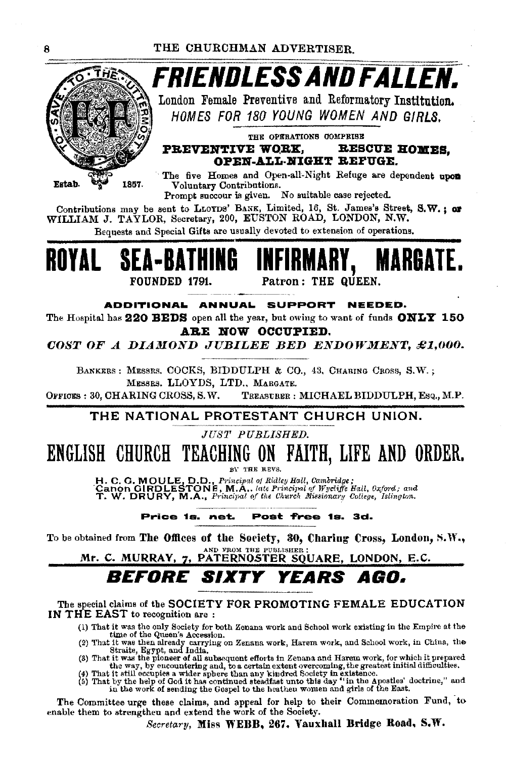# FRIENDLESS AND FALLEN.

TO SAVE THE UTTERMOST

Estab. 1857.

London Female Preventive and Reformatory Institution.

*HOMES FOR 180 YOUNG WOMEN AND GIRLS.*

THE OPERATIONS COMPRISE

**PREVENTIVE WORK, RESCUE HOMES, OPEN-ALL-NIGHT REFUGE.**

The five Homes and Open-all-Night Refuge are dependent upon Voluntary Contributions.

Prompt succour is given. No suitable case rejected.

Contributions may be sent to LLOYDS' BANK, Limited, 16, St. James's Street, S.W.; or WILLIAM J. TAYLOR, Secretary, 200, EUSTON ROAD, LONDON, N.W.

Bequests and Special Gifts are usually devoted to extension of operations.

# ROYAL SEA-BATHING INFIRMARY, MARGATE.

FOUNDED 1791. Patron: THE QUEEN.

**ADDITIONAL ANNUAL SUPPORT NEEDED.**

The Hospital has **220 BEDS** open all the year, but owing to want of funds **ONLY 150 ARE NOW OCCUPIED.**

***COST OF A DIAMOND JUBILEE BED ENDOWMENT, £1,000.***

BANKERS: MESSRS. COCKS, BIDDULPH & CO., 43, CHARING CROSS, S.W.; MESSRS. LLOYDS, LTD., MARGATE.

OFFICES: 30, CHARING CROSS, S.W. TREASURER: MICHAEL BIDDULPH, ESQ., M.P.

## THE NATIONAL PROTESTANT CHURCH UNION.

*JUST PUBLISHED.*

# ENGLISH CHURCH TEACHING ON FAITH, LIFE AND ORDER.

BY THE REVS.

**H. C. G. MOULE, D.D.,** *Principal of Ridley Hall, Cambridge;*
**Canon GIRDLESTONE, M.A.,** *late Principal of Wycliffe Hall, Oxford; and*
**T. W. DRURY, M.A.,** *Principal of the Church Missionary College, Islington.*

**Price 1s. net. Post free 1s. 3d.**

To be obtained from **The Offices of the Society, 30, Charing Cross, London, S.W.,**
AND FROM THE PUBLISHER:
Mr. C. MURRAY, 7, PATERNOSTER SQUARE, LONDON, E.C.

# *BEFORE SIXTY YEARS AGO.*

The special claims of the SOCIETY FOR PROMOTING FEMALE EDUCATION IN THE EAST to recognition are:

(1) That it was the only Society for both Zenana work and School work existing in the Empire at the time of the Queen's Accession.
(2) That it was then already carrying on Zenana work, Harem work, and School work, in China, the Straits, Egypt, and India.
(3) That it was the pioneer of all subsequent efforts in Zenana and Harem work, for which it prepared the way, by encountering and, to a certain extent overcoming, the greatest initial difficulties.
(4) That it still occupies a wider sphere than any kindred Society in existence.
(5) That by the help of God it has continued steadfast unto this day "in the Apostles' doctrine," and in the work of sending the Gospel to the heathen women and girls of the East.

The Committee urge these claims, and appeal for help to their Commemoration Fund, to enable them to strengthen and extend the work of the Society.

*Secretary,* **Miss WEBB, 267, Vauxhall Bridge Road, S.W.**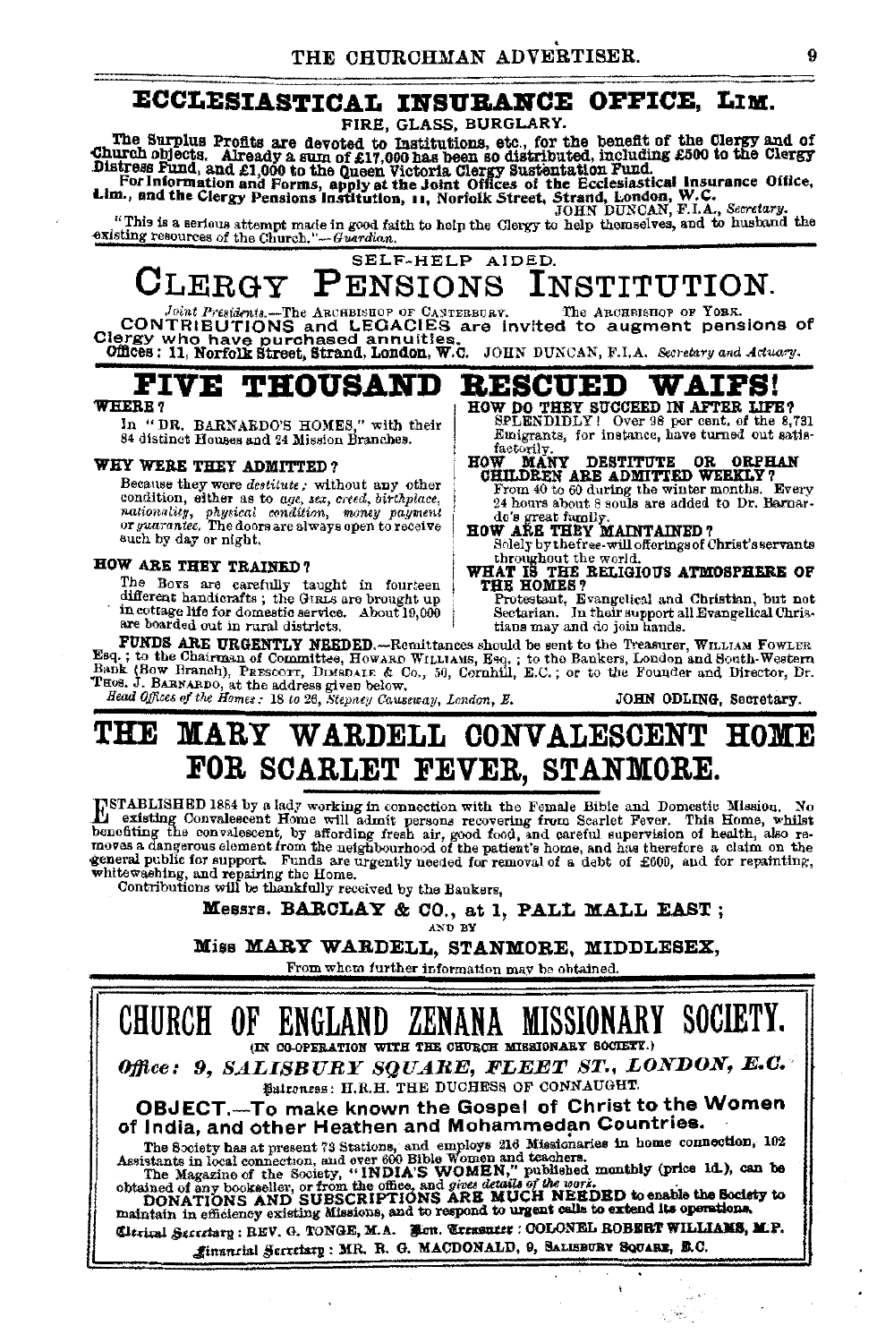## ECCLESIASTICAL INSURANCE OFFICE, LIM.

FIRE, GLASS, BURGLARY.

The Surplus Profits are devoted to Institutions, etc., for the benefit of the Clergy and of Church objects. Already a sum of £17,000 has been so distributed, including £500 to the Clergy Distress Fund, and £1,000 to the Queen Victoria Clergy Sustentation Fund.

For Information and Forms, apply at the Joint Offices of the Ecclesiastical Insurance Office, Lim., and the Clergy Pensions Institution, 11, Norfolk Street, Strand, London, W.C.

JOHN DUNCAN, F.I.A., *Secretary.*

"This is a serious attempt made in good faith to help the Clergy to help themselves, and to husband the existing resources of the Church."—*Guardian.*

---

SELF-HELP AIDED.

## CLERGY PENSIONS INSTITUTION.

*Joint Presidents.*—The ARCHBISHOP OF CANTERBURY. The ARCHBISHOP OF YORK.

CONTRIBUTIONS and LEGACIES are invited to augment pensions of Clergy who have purchased annuities.

Offices: 11, Norfolk Street, Strand, London, W.C. JOHN DUNCAN, F.I.A. *Secretary and Actuary.*

---

## FIVE THOUSAND RESCUED WAIFS!

**WHERE?**

In "DR. BARNARDO'S HOMES," with their 84 distinct Houses and 24 Mission Branches.

**WHY WERE THEY ADMITTED?**

Because they were *destitute*; without any other condition, either as to *age, sex, creed, birthplace, nationality, physical condition, money payment* or *guarantee.* The doors are always open to receive such by day or night.

**HOW ARE THEY TRAINED?**

The Boys are carefully taught in fourteen different handicrafts; the GIRLS are brought up in cottage life for domestic service. About 19,000 are boarded out in rural districts.

**HOW DO THEY SUCCEED IN AFTER LIFE?**

SPLENDIDLY! Over 98 per cent. of the 8,731 Emigrants, for instance, have turned out satisfactorily.

**HOW MANY DESTITUTE OR ORPHAN CHILDREN ARE ADMITTED WEEKLY?**

From 40 to 60 during the winter months. Every 24 hours about 8 souls are added to Dr. Barnardo's great family.

**HOW ARE THEY MAINTAINED?**

Solely by the free-will offerings of Christ's servants throughout the world.

**WHAT IS THE RELIGIOUS ATMOSPHERE OF THE HOMES?**

Protestant, Evangelical and Christian, but not Sectarian. In their support all Evangelical Christians may and do join hands.

**FUNDS ARE URGENTLY NEEDED.**—Remittances should be sent to the Treasurer, WILLIAM FOWLER Esq.; to the Chairman of Committee, HOWARD WILLIAMS, Esq.; to the Bankers, London and South-Western Bank (Bow Branch), PRESCOTT, DIMSDALE & Co., 50, Cornhill, E.C.; or to the Founder and Director, Dr. THOS. J. BARNARDO, at the address given below.

*Head Offices of the Homes*: 18 to 26, *Stepney Causeway, London, E.* JOHN ODLING, Secretary.

---

## THE MARY WARDELL CONVALESCENT HOME FOR SCARLET FEVER, STANMORE.

ESTABLISHED 1884 by a lady working in connection with the Female Bible and Domestic Mission. No existing Convalescent Home will admit persons recovering from Scarlet Fever. This Home, whilst benefiting the convalescent, by affording fresh air, good food, and careful supervision of health, also removes a dangerous element from the neighbourhood of the patient's home, and has therefore a claim on the general public for support. Funds are urgently needed for removal of a debt of £600, and for repainting, whitewashing, and repairing the Home.

Contributions will be thankfully received by the Bankers,

**Messrs. BARCLAY & CO., at 1, PALL MALL EAST;**

AND BY

**Miss MARY WARDELL, STANMORE, MIDDLESEX,**

From whom further information may be obtained.

---

## CHURCH OF ENGLAND ZENANA MISSIONARY SOCIETY.

(IN CO-OPERATION WITH THE CHURCH MISSIONARY SOCIETY.)

***Office: 9, SALISBURY SQUARE, FLEET ST., LONDON, E.C.***

Patroness: H.R.H. THE DUCHESS OF CONNAUGHT.

**OBJECT.—To make known the Gospel of Christ to the Women of India, and other Heathen and Mohammedan Countries.**

The Society has at present 73 Stations, and employs 216 Missionaries in home connection, 102 Assistants in local connection, and over 600 Bible Women and teachers.

The Magazine of the Society, "INDIA'S WOMEN," published monthly (price 1d.), can be obtained of any bookseller, or from the office, and *gives details of the work.*

**DONATIONS AND SUBSCRIPTIONS ARE MUCH NEEDED to enable the Society to maintain in efficiency existing Missions, and to respond to urgent calls to extend its operations.**

Clerical Secretary: REV. G. TONGE, M.A. Hon. Treasurer: COLONEL ROBERT WILLIAMS, M.P.

Financial Secretary: MR. R. G. MACDONALD, 9, SALISBURY SQUARE, E.C.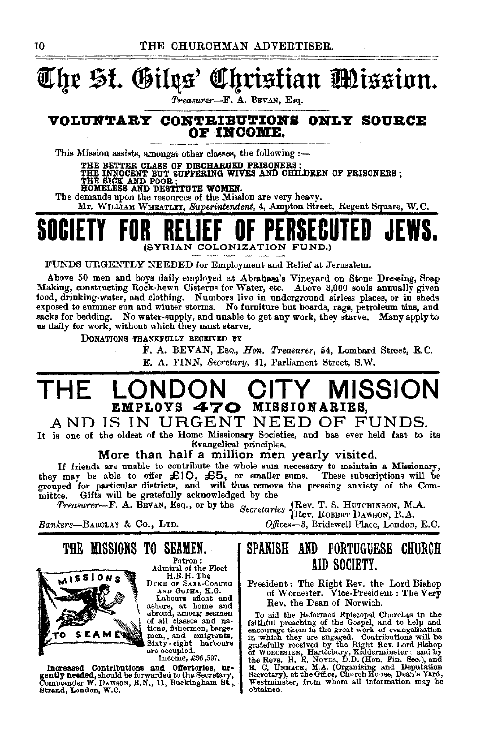# The St. Giles' Christian Mission.

*Treasurer*—F. A. Bevan, Esq.

## VOLUNTARY CONTRIBUTIONS ONLY SOURCE OF INCOME.

This Mission assists, amongst other classes, the following :—

THE BETTER CLASS OF DISCHARGED PRISONERS;
THE INNOCENT BUT SUFFERING WIVES AND CHILDREN OF PRISONERS;
THE SICK AND POOR;
HOMELESS AND DESTITUTE WOMEN.

The demands upon the resources of the Mission are very heavy.

Mr. William Wheatley, *Superintendent*, 4, Ampton Street, Regent Square, W.C.

# SOCIETY FOR RELIEF OF PERSECUTED JEWS.

(SYRIAN COLONIZATION FUND.)

FUNDS URGENTLY NEEDED for Employment and Relief at Jerusalem.

Above 50 men and boys daily employed at Abraham's Vineyard on Stone Dressing, Soap Making, constructing Rock-hewn Cisterns for Water, etc. Above 3,000 souls annually given food, drinking-water, and clothing. Numbers live in underground airless places, or in sheds exposed to summer sun and winter storms. No furniture but boards, rags, petroleum tins, and sacks for bedding. No water-supply, and unable to get any work, they starve. Many apply to us daily for work, without which they must starve.

Donations thankfully received by

F. A. BEVAN, Esq., *Hon. Treasurer*, 54, Lombard Street, E.C.
E. A. FINN, *Secretary*, 41, Parliament Street, S.W.

# THE LONDON CITY MISSION

## EMPLOYS 470 MISSIONARIES,

## AND IS IN URGENT NEED OF FUNDS.

It is one of the oldest of the Home Missionary Societies, and has ever held fast to its Evangelical principles.

**More than half a million men yearly visited.**

If friends are unable to contribute the whole sum necessary to maintain a Missionary, they may be able to offer £10, £5, or smaller sums. These subscriptions will be grouped for particular districts, and will thus remove the pressing anxiety of the Committee. Gifts will be gratefully acknowledged by the

*Treasurer*—F. A. Bevan, Esq., or by the *Secretaries* {Rev. T. S. Hutchinson, M.A. / Rev. Robert Dawson, B.A.

*Bankers*—Barclay & Co., Ltd.

*Offices*—3, Bridewell Place, London, E.C.

## THE MISSIONS TO SEAMEN.

Patron: Admiral of the Fleet H.R.H. The Duke of Saxe-Coburg and Gotha, K.G.

Labours afloat and ashore, at home and abroad, among seamen of all classes and nations, fishermen, bargemen, and emigrants. Sixty-eight harbours are occupied.

Income, £36,597.

**Increased Contributions and Offertories, urgently needed,** should be forwarded to the Secretary, Commander W. Dawson, R.N., 11, Buckingham St., Strand, London, W.C.

## SPANISH AND PORTUGUESE CHURCH AID SOCIETY.

President: The Right Rev. the Lord Bishop of Worcester. Vice-President: The Very Rev. the Dean of Norwich.

To aid the Reformed Episcopal Churches in the faithful preaching of the Gospel, and to help and encourage them in the great work of evangelization in which they are engaged. Contributions will be gratefully received by the Right Rev. Lord Bishop of Worcester, Hartlebury, Kidderminster; and by the Revs. H. E. Noyes, D.D. (Hon. Fin. Sec.), and E. C. Unmack, M.A. (Organizing and Deputation Secretary), at the Office, Church House, Dean's Yard, Westminster, from whom all information may be obtained.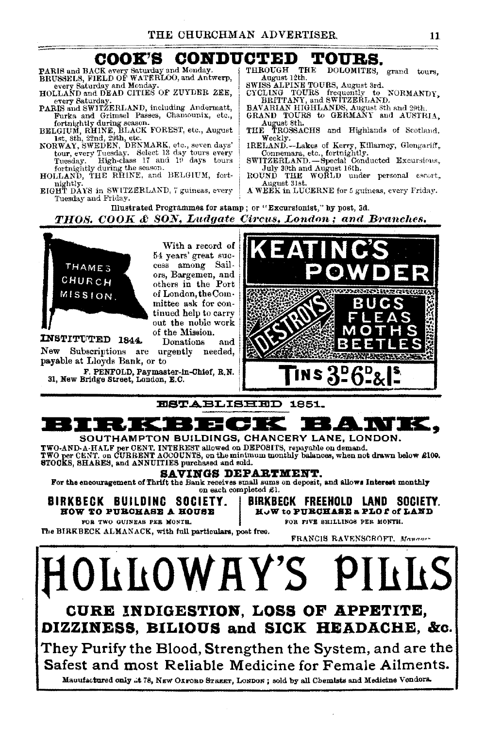# COOK'S CONDUCTED TOURS.

PARIS and BACK every Saturday and Monday.
BRUSSELS, FIELD OF WATERLOO, and Antwerp, every Saturday and Monday.
HOLLAND and DEAD CITIES OF ZUYDER ZEE, every Saturday.
PARIS and SWITZERLAND, including Andermatt, Furka and Grimsel Passes, Chamounix, etc., fortnightly during season.
BELGIUM, RHINE, BLACK FOREST, etc., August 1st, 8th, 22nd, 29th, etc.
NORWAY, SWEDEN, DENMARK, etc., seven days' tour, every Tuesday. Select 13 day tours every Tuesday. High-class 17 and 19 days tours fortnightly during the season.
HOLLAND, THE RHINE, and BELGIUM, fortnightly.
EIGHT DAYS in SWITZERLAND, 7 guineas, every Tuesday and Friday.
THROUGH THE DOLOMITES, grand tours, August 12th.
SWISS ALPINE TOURS, August 3rd.
CYCLING TOURS frequently to NORMANDY, BRITTANY, and SWITZERLAND.
BAVARIAN HIGHLANDS, August 8th and 29th.
GRAND TOURS to GERMANY and AUSTRIA, August 8th.
THE TROSSACHS and Highlands of Scotland. Weekly.
IRELAND.—Lakes of Kerry, Killarney, Glengariff, Connemara, etc., fortnightly.
SWITZERLAND.—Special Conducted Excursions, July 30th and August 16th.
ROUND THE WORLD under personal escort, August 31st.
A WEEK in LUCERNE for 5 guineas, every Friday.

Illustrated Programmes for stamp; or "Excursionist," by post, 3d.

*THOS. COOK & SON, Ludgate Circus, London; and Branches.*

---

THAMES CHURCH MISSION.

INSTITUTED 1844.

With a record of 54 years' great success among Sailors, Bargemen, and others in the Port of London, the Committee ask for continued help to carry out the noble work of the Mission.

Donations and New Subscriptions are urgently needed, payable at Lloyds Bank, or to

F. PENFOLD, Paymaster-in-Chief, R.N.
31, New Bridge Street, London, E.C.

---

# KEATING'S POWDER

DESTROYS BUCS FLEAS MOTHS BEETLES

TINS 3D. 6D. & 1S.

---

ESTABLISHED 1851.

# BIRKBECK BANK,

SOUTHAMPTON BUILDINGS, CHANCERY LANE, LONDON.

TWO-AND-A-HALF per CENT. INTEREST allowed on DEPOSITS, repayable on demand.
TWO per CENT. on CURRENT ACCOUNTS, on the minimum monthly balances, when not drawn below £100.
STOCKS, SHARES, and ANNUITIES purchased and sold.

## SAVINGS DEPARTMENT.

For the encouragement of Thrift the Bank receives small sums on deposit, and allows Interest monthly on each completed £1.

**BIRKBECK BUILDING SOCIETY.** HOW TO PURCHASE A HOUSE FOR TWO GUINEAS PER MONTH.

**BIRKBECK FREEHOLD LAND SOCIETY.** HOW to PURCHASE a PLOT of LAND FOR FIVE SHILLINGS PER MONTH.

The BIRKBECK ALMANACK, with full particulars, post free.

FRANCIS RAVENSCROFT, Manager.

---

# HOLLOWAY'S PILLS

**CURE INDIGESTION, LOSS OF APPETITE, DIZZINESS, BILIOUS and SICK HEADACHE, &c.**

They Purify the Blood, Strengthen the System, and are the Safest and most Reliable Medicine for Female Ailments.

Manufactured only at 78, New Oxford Street, London; sold by all Chemists and Medicine Vendors.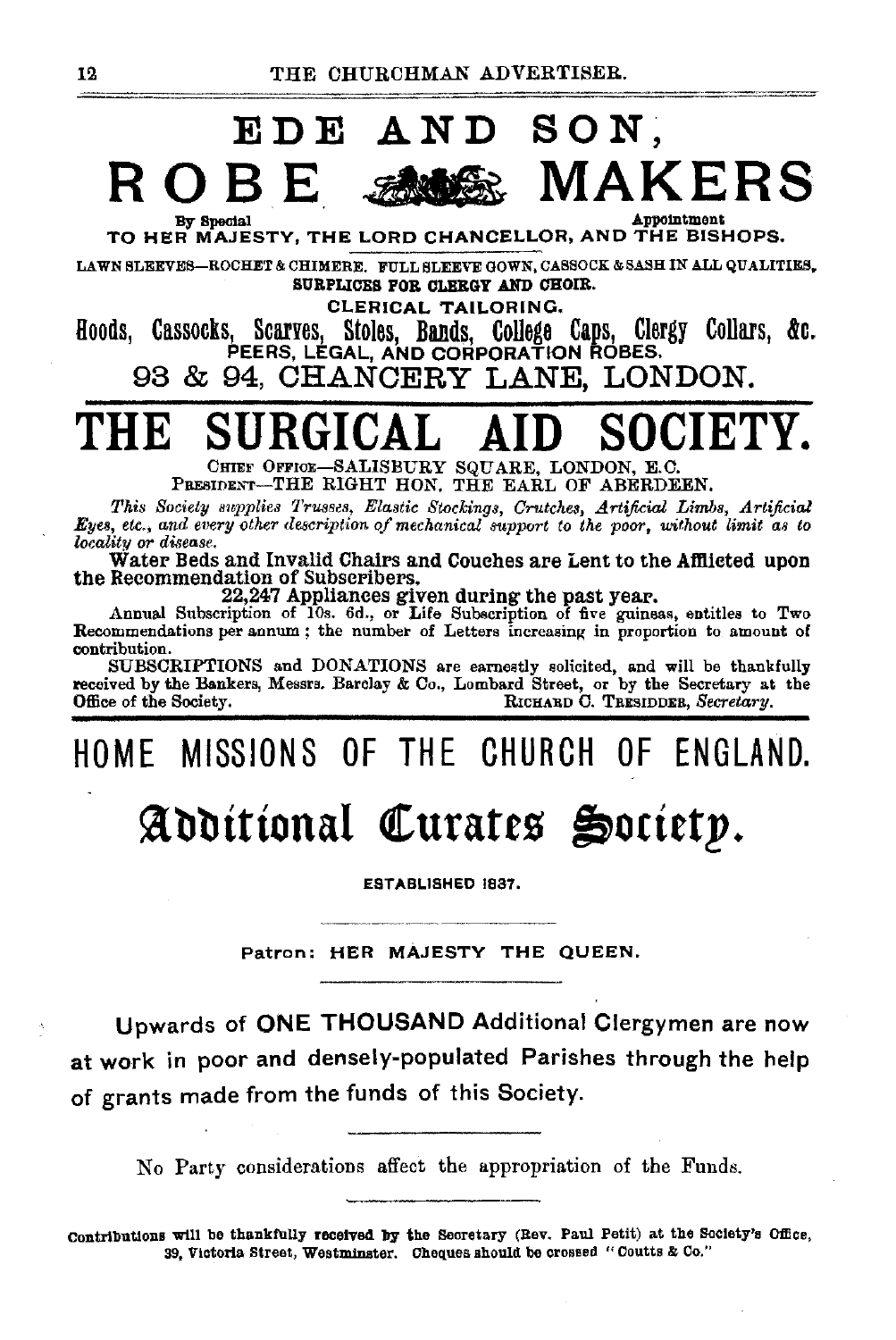# EDE AND SON,

# ROBE MAKERS

By Special Appointment

**TO HER MAJESTY, THE LORD CHANCELLOR, AND THE BISHOPS.**

LAWN SLEEVES—ROCHET & CHIMERE. FULL SLEEVE GOWN, CASSOCK & SASH IN ALL QUALITIES. SURPLICES FOR CLERGY AND CHOIR.

CLERICAL TAILORING.

**Hoods, Cassocks, Scarves, Stoles, Bands, College Caps, Clergy Collars, &c.**

PEERS, LEGAL, AND CORPORATION ROBES.

## 93 & 94, CHANCERY LANE, LONDON.

---

# THE SURGICAL AID SOCIETY.

CHIEF OFFICE—SALISBURY SQUARE, LONDON, E.C.
PRESIDENT—THE RIGHT HON. THE EARL OF ABERDEEN.

*This Society supplies Trusses, Elastic Stockings, Crutches, Artificial Limbs, Artificial Eyes, etc., and every other description of mechanical support to the poor, without limit as to locality or disease.*

**Water Beds and Invalid Chairs and Couches are Lent to the Afflicted upon the Recommendation of Subscribers.**

**22,247 Appliances given during the past year.**

Annual Subscription of 10s. 6d., or Life Subscription of five guineas, entitles to Two Recommendations per annum; the number of Letters increasing in proportion to amount of contribution.

SUBSCRIPTIONS and DONATIONS are earnestly solicited, and will be thankfully received by the Bankers, Messrs. Barclay & Co., Lombard Street, or by the Secretary at the Office of the Society.

RICHARD C. TRESIDDER, *Secretary*.

---

# HOME MISSIONS OF THE CHURCH OF ENGLAND.

# Additional Curates Society.

ESTABLISHED 1837.

Patron: **HER MAJESTY THE QUEEN.**

Upwards of **ONE THOUSAND** Additional Clergymen are now at work in poor and densely-populated Parishes through the help of grants made from the funds of this Society.

No Party considerations affect the appropriation of the Funds.

Contributions will be thankfully received by the Secretary (Rev. Paul Petit) at the Society's Office, 39, Victoria Street, Westminster. Cheques should be crossed "Coutts & Co."